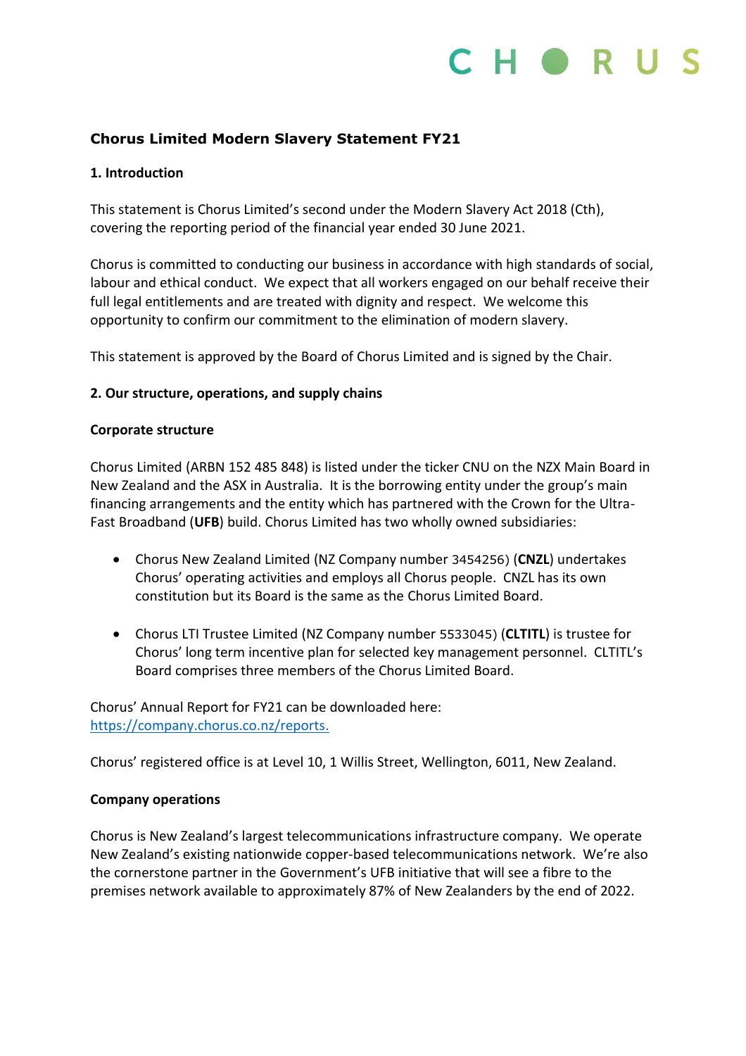# Chorus Limited Modern Slavery Statement FY21

## 1. Introduction

This statement is Chorus Limited's second under the Modern Slavery Act 2018 (Cth), covering the reporting period of the financial year ended 30 June 2021.

Chorus is committed to conducting our business in accordance with high standards of social, labour and ethical conduct. We expect that all workers engaged on our behalf receive their full legal entitlements and are treated with dignity and respect. We welcome this opportunity to confirm our commitment to the elimination of modern slavery.

This statement is approved by the Board of Chorus Limited and is signed by the Chair.

## 2. Our structure, operations, and supply chains

### Corporate structure

Chorus Limited (ARBN 152 485 848) is listed under the ticker CNU on the NZX Main Board in New Zealand and the ASX in Australia. It is the borrowing entity under the group's main financing arrangements and the entity which has partnered with the Crown for the Ultra-Fast Broadband (**UFB**) build. Chorus Limited has two wholly owned subsidiaries:

- Chorus New Zealand Limited (NZ Company number 3454256) (**CNZL**) undertakes Chorus' operating activities and employs all Chorus people. CNZL has its own constitution but its Board is the same as the Chorus Limited Board.
- Chorus LTI Trustee Limited (NZ Company number 5533045) (**CLTITL**) is trustee for Chorus' long term incentive plan for selected key management personnel. CLTITL's Board comprises three members of the Chorus Limited Board.

Chorus' Annual Report for FY21 can be downloaded here: [https://company.chorus.co.nz/reports.](https://company.chorus.co.nz/reports)

Chorus' registered office is at Level 10, 1 Willis Street, Wellington, 6011, New Zealand.

### Company operations

Chorus is New Zealand's largest telecommunications infrastructure company. We operate New Zealand's existing nationwide copper-based telecommunications network. We're also the cornerstone partner in the Government's UFB initiative that will see a fibre to the premises network available to approximately 87% of New Zealanders by the end of 2022.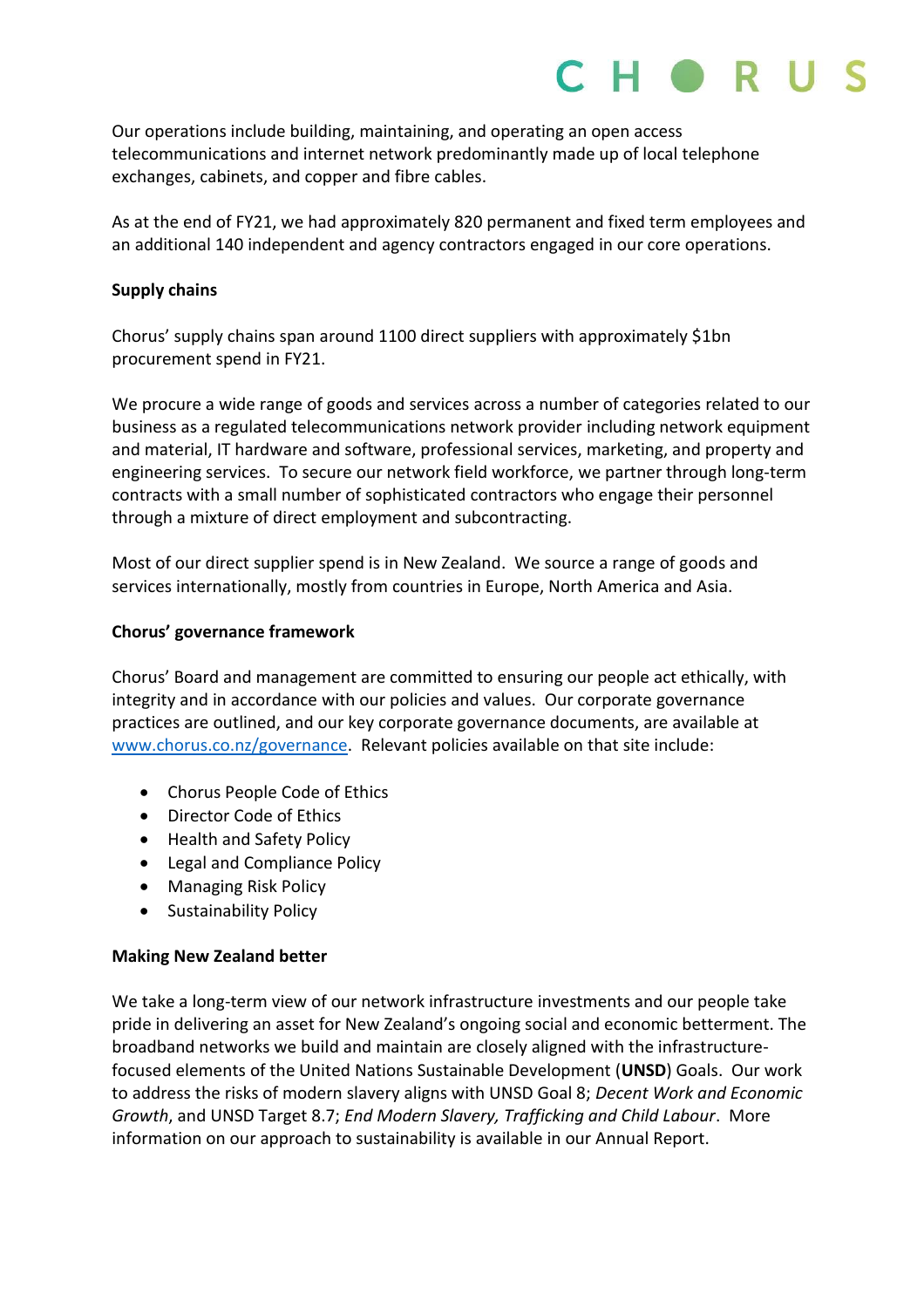Our operations include building, maintaining, and operating an open access telecommunications and internet network predominantly made up of local telephone exchanges, cabinets, and copper and fibre cables.

As at the end of FY21, we had approximately 820 permanent and fixed term employees and an additional 140 independent and agency contractors engaged in our core operations.

**Supply chains**

Chorus' supply chains span around 1100 direct suppliers with approximately $1bn procurement spend in FY21.

We procure a wide range of goods and services across a number of categories related to our business as a regulated telecommunications network provider including network equipment and material, IT hardware and software, professional services, marketing, and property and engineering services. To secure our network field workforce, we partner through long-term contracts with a small number of sophisticated contractors who engage their personnel through a mixture of direct employment and subcontracting.

Most of our direct supplier spend is in New Zealand. We source a range of goods and services internationally, mostly from countries in Europe, North America and Asia.

**Chorus' governance framework**

Chorus' Board and management are committed to ensuring our people act ethically, with integrity and in accordance with our policies and values. Our corporate governance practices are outlined, and our key corporate governance documents, are available at [www.chorus.co.nz/governance](www.chorus.co.nz/governance). Relevant policies available on that site include:

- Chorus People Code of Ethics
- Director Code of Ethics
- Health and Safety Policy
- Legal and Compliance Policy
- Managing Risk Policy
- Sustainability Policy

**Making New Zealand better**

We take a long-term view of our network infrastructure investments and our people take pride in delivering an asset for New Zealand's ongoing social and economic betterment. The broadband networks we build and maintain are closely aligned with the infrastructure-focused elements of the United Nations Sustainable Development (**UNSD**) Goals. Our work to address the risks of modern slavery aligns with UNSD Goal 8; *Decent Work and Economic Growth*, and UNSD Target 8.7; *End Modern Slavery, Trafficking and Child Labour*. More information on our approach to sustainability is available in our Annual Report.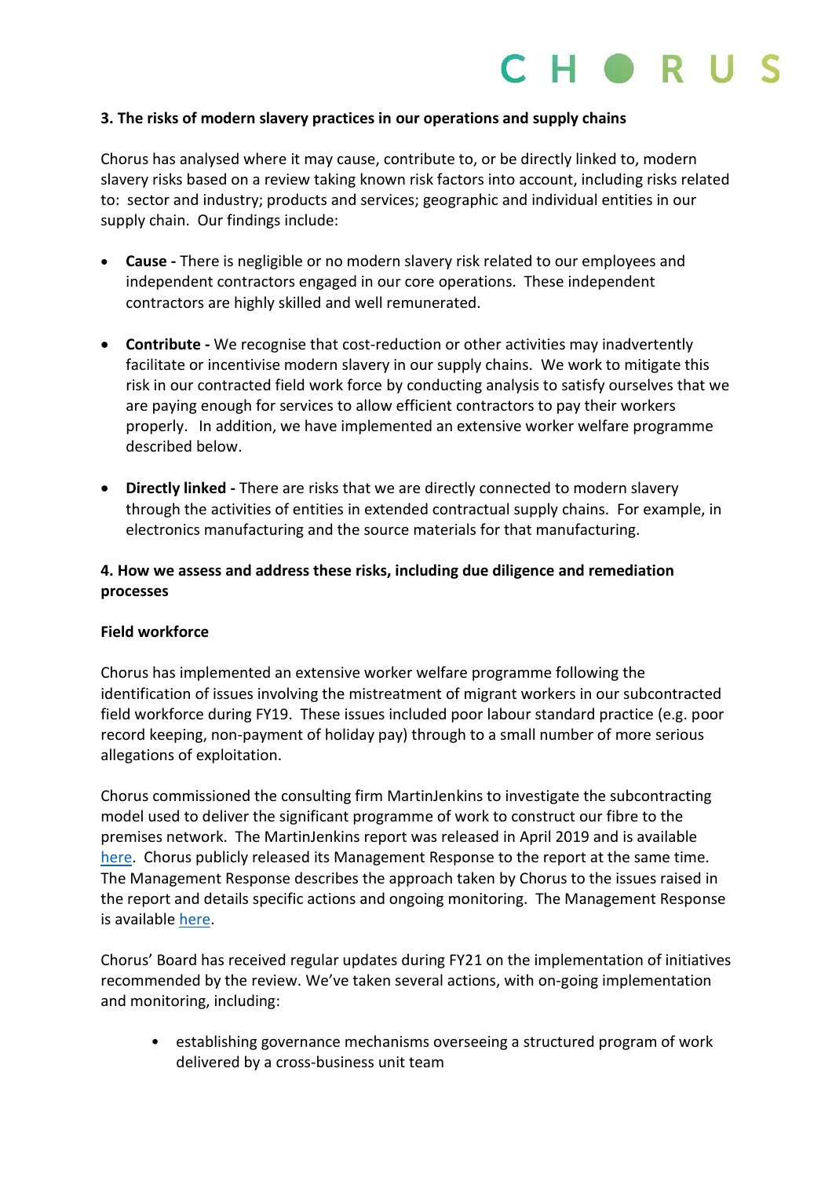### 3. The risks of modern slavery practices in our operations and supply chains

Chorus has analysed where it may cause, contribute to, or be directly linked to, modern slavery risks based on a review taking known risk factors into account, including risks related to: sector and industry; products and services; geographic and individual entities in our supply chain. Our findings include:

- **Cause -** There is negligible or no modern slavery risk related to our employees and independent contractors engaged in our core operations. These independent contractors are highly skilled and well remunerated.

- **Contribute -** We recognise that cost-reduction or other activities may inadvertently facilitate or incentivise modern slavery in our supply chains. We work to mitigate this risk in our contracted field work force by conducting analysis to satisfy ourselves that we are paying enough for services to allow efficient contractors to pay their workers properly. In addition, we have implemented an extensive worker welfare programme described below.

- **Directly linked -** There are risks that we are directly connected to modern slavery through the activities of entities in extended contractual supply chains. For example, in electronics manufacturing and the source materials for that manufacturing.

### 4. How we assess and address these risks, including due diligence and remediation processes

**Field workforce**

Chorus has implemented an extensive worker welfare programme following the identification of issues involving the mistreatment of migrant workers in our subcontracted field workforce during FY19. These issues included poor labour standard practice (e.g. poor record keeping, non-payment of holiday pay) through to a small number of more serious allegations of exploitation.

Chorus commissioned the consulting firm MartinJenkins to investigate the subcontracting model used to deliver the significant programme of work to construct our fibre to the premises network. The MartinJenkins report was released in April 2019 and is available here. Chorus publicly released its Management Response to the report at the same time. The Management Response describes the approach taken by Chorus to the issues raised in the report and details specific actions and ongoing monitoring. The Management Response is available here.

Chorus' Board has received regular updates during FY21 on the implementation of initiatives recommended by the review. We've taken several actions, with on-going implementation and monitoring, including:

- establishing governance mechanisms overseeing a structured program of work delivered by a cross-business unit team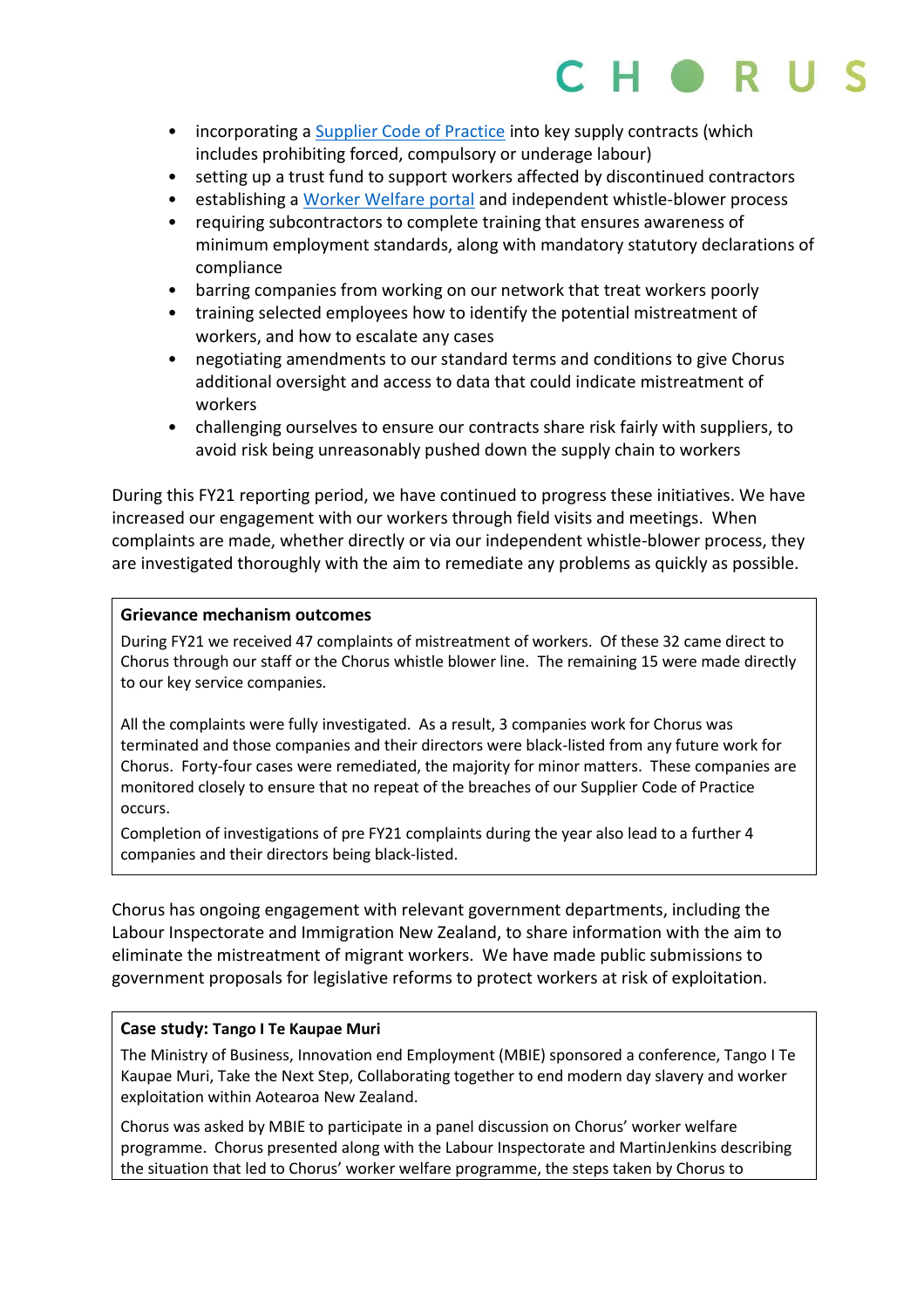- incorporating a [Supplier Code of Practice](#) into key supply contracts (which includes prohibiting forced, compulsory or underage labour)
- setting up a trust fund to support workers affected by discontinued contractors
- establishing a [Worker Welfare portal](#) and independent whistle-blower process
- requiring subcontractors to complete training that ensures awareness of minimum employment standards, along with mandatory statutory declarations of compliance
- barring companies from working on our network that treat workers poorly
- training selected employees how to identify the potential mistreatment of workers, and how to escalate any cases
- negotiating amendments to our standard terms and conditions to give Chorus additional oversight and access to data that could indicate mistreatment of workers
- challenging ourselves to ensure our contracts share risk fairly with suppliers, to avoid risk being unreasonably pushed down the supply chain to workers

During this FY21 reporting period, we have continued to progress these initiatives. We have increased our engagement with our workers through field visits and meetings. When complaints are made, whether directly or via our independent whistle-blower process, they are investigated thoroughly with the aim to remediate any problems as quickly as possible.

**Grievance mechanism outcomes**

During FY21 we received 47 complaints of mistreatment of workers. Of these 32 came direct to Chorus through our staff or the Chorus whistle blower line. The remaining 15 were made directly to our key service companies.

All the complaints were fully investigated. As a result, 3 companies work for Chorus was terminated and those companies and their directors were black-listed from any future work for Chorus. Forty-four cases were remediated, the majority for minor matters. These companies are monitored closely to ensure that no repeat of the breaches of our Supplier Code of Practice occurs.

Completion of investigations of pre FY21 complaints during the year also lead to a further 4 companies and their directors being black-listed.

Chorus has ongoing engagement with relevant government departments, including the Labour Inspectorate and Immigration New Zealand, to share information with the aim to eliminate the mistreatment of migrant workers. We have made public submissions to government proposals for legislative reforms to protect workers at risk of exploitation.

**Case study: Tango I Te Kaupae Muri**

The Ministry of Business, Innovation end Employment (MBIE) sponsored a conference, Tango I Te Kaupae Muri, Take the Next Step, Collaborating together to end modern day slavery and worker exploitation within Aotearoa New Zealand.

Chorus was asked by MBIE to participate in a panel discussion on Chorus' worker welfare programme. Chorus presented along with the Labour Inspectorate and MartinJenkins describing the situation that led to Chorus' worker welfare programme, the steps taken by Chorus to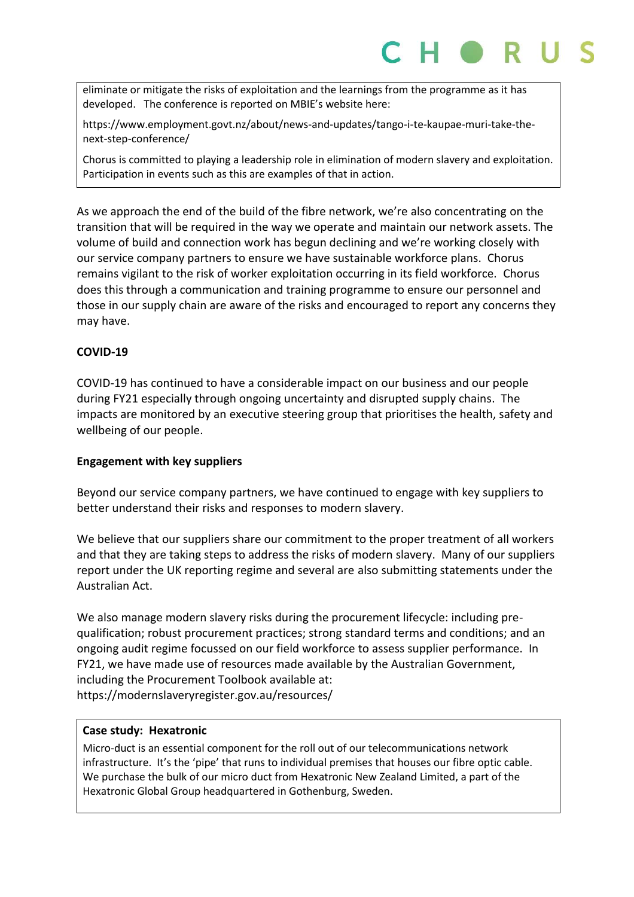eliminate or mitigate the risks of exploitation and the learnings from the programme as it has developed. The conference is reported on MBIE's website here:

https://www.employment.govt.nz/about/news-and-updates/tango-i-te-kaupae-muri-take-the-next-step-conference/

Chorus is committed to playing a leadership role in elimination of modern slavery and exploitation. Participation in events such as this are examples of that in action.

As we approach the end of the build of the fibre network, we're also concentrating on the transition that will be required in the way we operate and maintain our network assets. The volume of build and connection work has begun declining and we're working closely with our service company partners to ensure we have sustainable workforce plans. Chorus remains vigilant to the risk of worker exploitation occurring in its field workforce. Chorus does this through a communication and training programme to ensure our personnel and those in our supply chain are aware of the risks and encouraged to report any concerns they may have.

**COVID-19**

COVID-19 has continued to have a considerable impact on our business and our people during FY21 especially through ongoing uncertainty and disrupted supply chains. The impacts are monitored by an executive steering group that prioritises the health, safety and wellbeing of our people.

**Engagement with key suppliers**

Beyond our service company partners, we have continued to engage with key suppliers to better understand their risks and responses to modern slavery.

We believe that our suppliers share our commitment to the proper treatment of all workers and that they are taking steps to address the risks of modern slavery. Many of our suppliers report under the UK reporting regime and several are also submitting statements under the Australian Act.

We also manage modern slavery risks during the procurement lifecycle: including pre-qualification; robust procurement practices; strong standard terms and conditions; and an ongoing audit regime focussed on our field workforce to assess supplier performance. In FY21, we have made use of resources made available by the Australian Government, including the Procurement Toolbook available at: https://modernslaveryregister.gov.au/resources/

**Case study: Hexatronic**

Micro-duct is an essential component for the roll out of our telecommunications network infrastructure. It's the 'pipe' that runs to individual premises that houses our fibre optic cable. We purchase the bulk of our micro duct from Hexatronic New Zealand Limited, a part of the Hexatronic Global Group headquartered in Gothenburg, Sweden.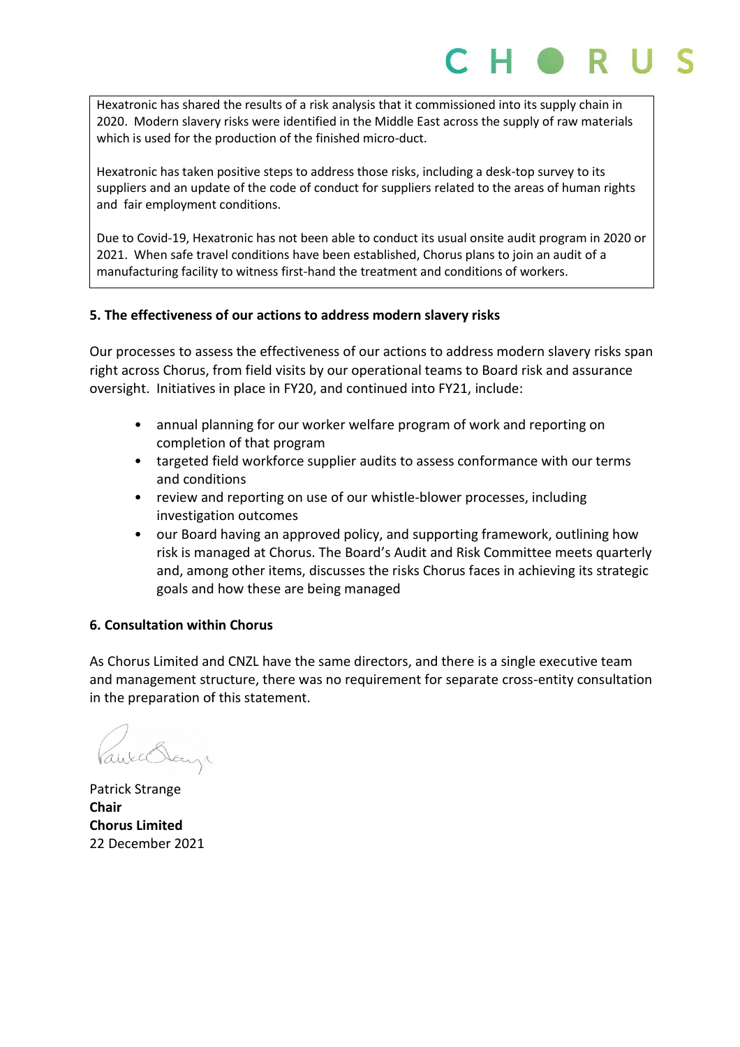Hexatronic has shared the results of a risk analysis that it commissioned into its supply chain in 2020. Modern slavery risks were identified in the Middle East across the supply of raw materials which is used for the production of the finished micro-duct.

Hexatronic has taken positive steps to address those risks, including a desk-top survey to its suppliers and an update of the code of conduct for suppliers related to the areas of human rights and fair employment conditions.

Due to Covid-19, Hexatronic has not been able to conduct its usual onsite audit program in 2020 or 2021. When safe travel conditions have been established, Chorus plans to join an audit of a manufacturing facility to witness first-hand the treatment and conditions of workers.

**5. The effectiveness of our actions to address modern slavery risks**

Our processes to assess the effectiveness of our actions to address modern slavery risks span right across Chorus, from field visits by our operational teams to Board risk and assurance oversight. Initiatives in place in FY20, and continued into FY21, include:

- annual planning for our worker welfare program of work and reporting on completion of that program
- targeted field workforce supplier audits to assess conformance with our terms and conditions
- review and reporting on use of our whistle-blower processes, including investigation outcomes
- our Board having an approved policy, and supporting framework, outlining how risk is managed at Chorus. The Board's Audit and Risk Committee meets quarterly and, among other items, discusses the risks Chorus faces in achieving its strategic goals and how these are being managed

**6. Consultation within Chorus**

As Chorus Limited and CNZL have the same directors, and there is a single executive team and management structure, there was no requirement for separate cross-entity consultation in the preparation of this statement.

Patrick Strange
**Chair**
**Chorus Limited**
22 December 2021